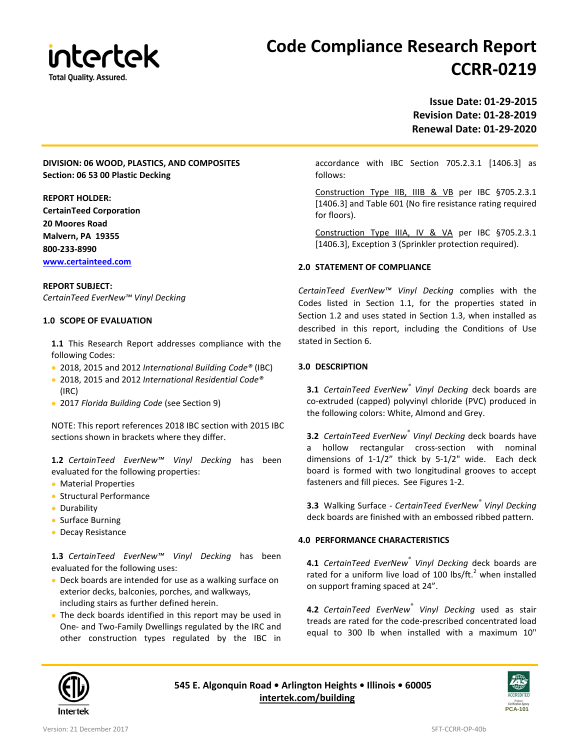# Code Compliance Research Report CCRR-0219

**Issue Date: 01-29-2015**
**Revision Date: 01-28-2019**
**Renewal Date: 01-29-2020**

**DIVISION: 06 WOOD, PLASTICS, AND COMPOSITES**
**Section: 06 53 00 Plastic Decking**

**REPORT HOLDER:**
**CertainTeed Corporation**
**20 Moores Road**
**Malvern, PA 19355**
**800-233-8990**
**www.certainteed.com**

**REPORT SUBJECT:**
*CertainTeed EverNew™ Vinyl Decking*

## 1.0 SCOPE OF EVALUATION

**1.1** This Research Report addresses compliance with the following Codes:

- 2018, 2015 and 2012 *International Building Code®* (IBC)
- 2018, 2015 and 2012 *International Residential Code®* (IRC)
- 2017 *Florida Building Code* (see Section 9)

NOTE: This report references 2018 IBC section with 2015 IBC sections shown in brackets where they differ.

**1.2** *CertainTeed EverNew™ Vinyl Decking* has been evaluated for the following properties:

- Material Properties
- Structural Performance
- Durability
- Surface Burning
- Decay Resistance

**1.3** *CertainTeed EverNew™ Vinyl Decking* has been evaluated for the following uses:

- Deck boards are intended for use as a walking surface on exterior decks, balconies, porches, and walkways, including stairs as further defined herein.
- The deck boards identified in this report may be used in One- and Two-Family Dwellings regulated by the IRC and other construction types regulated by the IBC in accordance with IBC Section 705.2.3.1 [1406.3] as follows:

Construction Type IIB, IIIB & VB per IBC §705.2.3.1 [1406.3] and Table 601 (No fire resistance rating required for floors).

Construction Type IIIA, IV & VA per IBC §705.2.3.1 [1406.3], Exception 3 (Sprinkler protection required).

## 2.0 STATEMENT OF COMPLIANCE

*CertainTeed EverNew™ Vinyl Decking* complies with the Codes listed in Section 1.1, for the properties stated in Section 1.2 and uses stated in Section 1.3, when installed as described in this report, including the Conditions of Use stated in Section 6.

## 3.0 DESCRIPTION

**3.1** *CertainTeed EverNew® Vinyl Decking* deck boards are co-extruded (capped) polyvinyl chloride (PVC) produced in the following colors: White, Almond and Grey.

**3.2** *CertainTeed EverNew® Vinyl Decking* deck boards have a hollow rectangular cross-section with nominal dimensions of 1-1/2" thick by 5-1/2" wide. Each deck board is formed with two longitudinal grooves to accept fasteners and fill pieces. See Figures 1-2.

**3.3** Walking Surface - *CertainTeed EverNew® Vinyl Decking* deck boards are finished with an embossed ribbed pattern.

## 4.0 PERFORMANCE CHARACTERISTICS

**4.1** *CertainTeed EverNew® Vinyl Decking* deck boards are rated for a uniform live load of 100 lbs/ft.$^2$ when installed on support framing spaced at 24".

**4.2** *CertainTeed EverNew® Vinyl Decking* used as stair treads are rated for the code-prescribed concentrated load equal to 300 lb when installed with a maximum 10"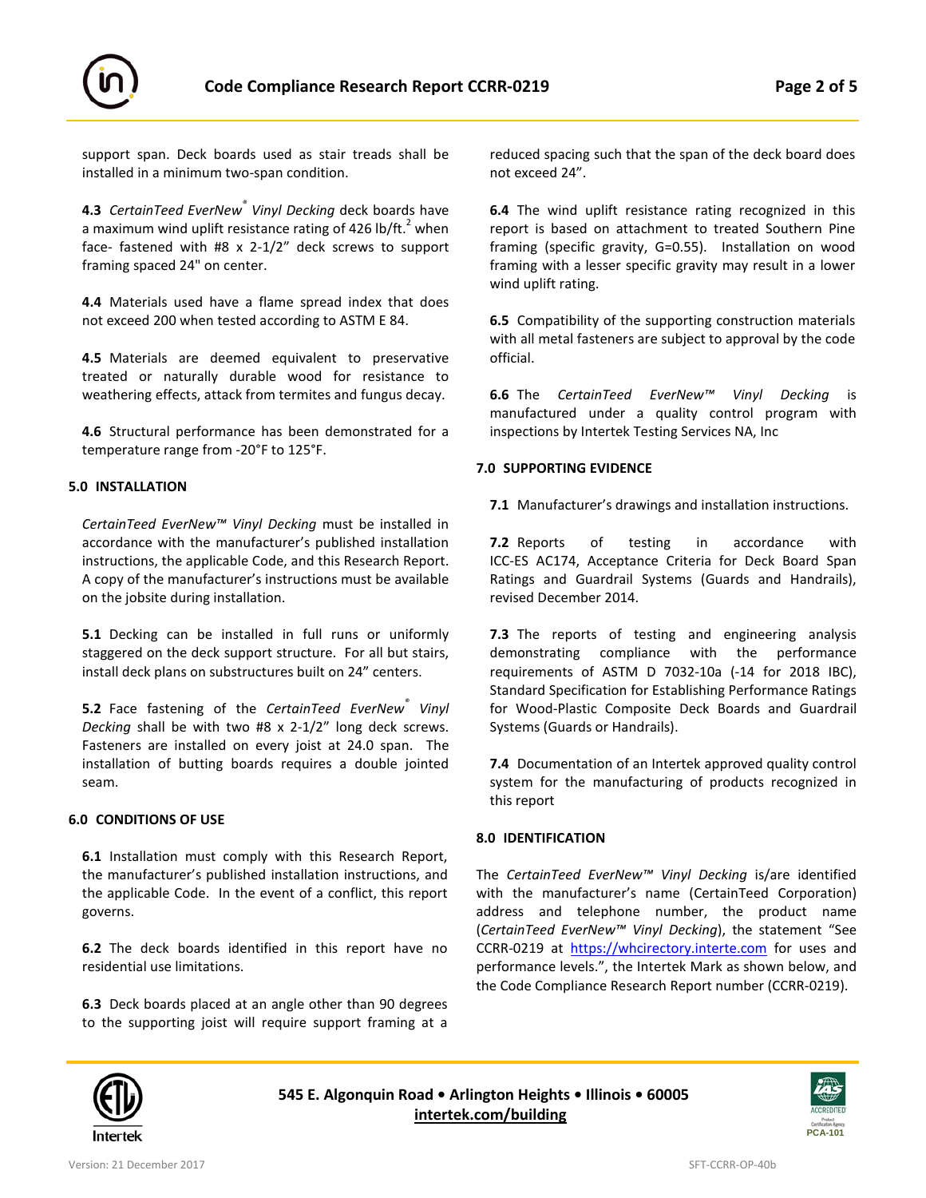support span. Deck boards used as stair treads shall be installed in a minimum two-span condition.

**4.3** *CertainTeed EverNew® Vinyl Decking* deck boards have a maximum wind uplift resistance rating of 426 lb/ft.$^2$ when face- fastened with #8 x 2-1/2" deck screws to support framing spaced 24" on center.

**4.4** Materials used have a flame spread index that does not exceed 200 when tested according to ASTM E 84.

**4.5** Materials are deemed equivalent to preservative treated or naturally durable wood for resistance to weathering effects, attack from termites and fungus decay.

**4.6** Structural performance has been demonstrated for a temperature range from -20°F to 125°F.

## 5.0 INSTALLATION

*CertainTeed EverNew™ Vinyl Decking* must be installed in accordance with the manufacturer's published installation instructions, the applicable Code, and this Research Report. A copy of the manufacturer's instructions must be available on the jobsite during installation.

**5.1** Decking can be installed in full runs or uniformly staggered on the deck support structure. For all but stairs, install deck plans on substructures built on 24" centers.

**5.2** Face fastening of the *CertainTeed EverNew® Vinyl Decking* shall be with two #8 x 2-1/2" long deck screws. Fasteners are installed on every joist at 24.0 span. The installation of butting boards requires a double jointed seam.

## 6.0 CONDITIONS OF USE

**6.1** Installation must comply with this Research Report, the manufacturer's published installation instructions, and the applicable Code. In the event of a conflict, this report governs.

**6.2** The deck boards identified in this report have no residential use limitations.

**6.3** Deck boards placed at an angle other than 90 degrees to the supporting joist will require support framing at a reduced spacing such that the span of the deck board does not exceed 24".

**6.4** The wind uplift resistance rating recognized in this report is based on attachment to treated Southern Pine framing (specific gravity, G=0.55). Installation on wood framing with a lesser specific gravity may result in a lower wind uplift rating.

**6.5** Compatibility of the supporting construction materials with all metal fasteners are subject to approval by the code official.

**6.6** The *CertainTeed EverNew™ Vinyl Decking* is manufactured under a quality control program with inspections by Intertek Testing Services NA, Inc

## 7.0 SUPPORTING EVIDENCE

**7.1** Manufacturer's drawings and installation instructions.

**7.2** Reports of testing in accordance with ICC-ES AC174, Acceptance Criteria for Deck Board Span Ratings and Guardrail Systems (Guards and Handrails), revised December 2014.

**7.3** The reports of testing and engineering analysis demonstrating compliance with the performance requirements of ASTM D 7032-10a (-14 for 2018 IBC), Standard Specification for Establishing Performance Ratings for Wood-Plastic Composite Deck Boards and Guardrail Systems (Guards or Handrails).

**7.4** Documentation of an Intertek approved quality control system for the manufacturing of products recognized in this report

## 8.0 IDENTIFICATION

The *CertainTeed EverNew™ Vinyl Decking* is/are identified with the manufacturer's name (CertainTeed Corporation) address and telephone number, the product name (*CertainTeed EverNew™ Vinyl Decking*), the statement "See CCRR-0219 at [https://whcirectory.interte.com](https://whcirectory.interte.com) for uses and performance levels.", the Intertek Mark as shown below, and the Code Compliance Research Report number (CCRR-0219).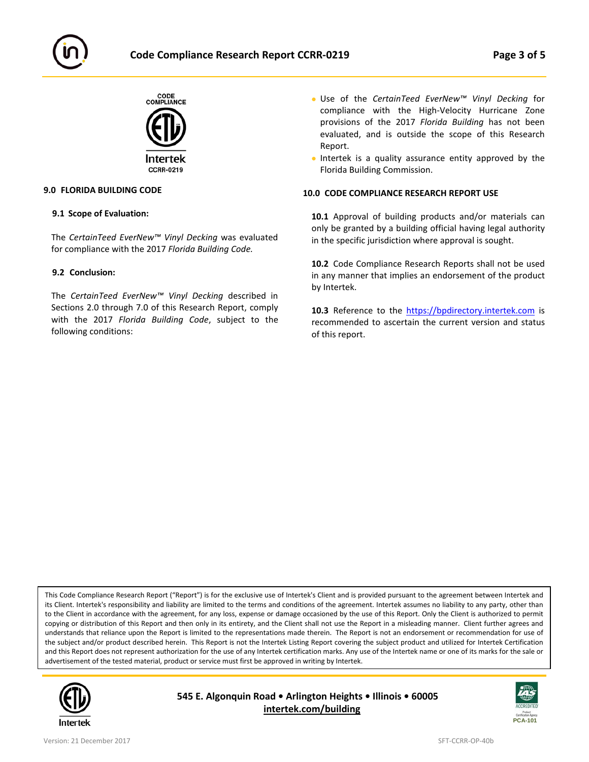CODE COMPLIANCE

Intertek

CCRR-0219

## 9.0 FLORIDA BUILDING CODE

### 9.1 Scope of Evaluation:

The *CertainTeed EverNew™ Vinyl Decking* was evaluated for compliance with the 2017 *Florida Building Code.*

### 9.2 Conclusion:

The *CertainTeed EverNew™ Vinyl Decking* described in Sections 2.0 through 7.0 of this Research Report, comply with the 2017 *Florida Building Code*, subject to the following conditions:

- Use of the *CertainTeed EverNew™ Vinyl Decking* for compliance with the High-Velocity Hurricane Zone provisions of the 2017 *Florida Building* has not been evaluated, and is outside the scope of this Research Report.
- Intertek is a quality assurance entity approved by the Florida Building Commission.

## 10.0 CODE COMPLIANCE RESEARCH REPORT USE

**10.1** Approval of building products and/or materials can only be granted by a building official having legal authority in the specific jurisdiction where approval is sought.

**10.2** Code Compliance Research Reports shall not be used in any manner that implies an endorsement of the product by Intertek.

**10.3** Reference to the https://bpdirectory.intertek.com is recommended to ascertain the current version and status of this report.

This Code Compliance Research Report ("Report") is for the exclusive use of Intertek's Client and is provided pursuant to the agreement between Intertek and its Client. Intertek's responsibility and liability are limited to the terms and conditions of the agreement. Intertek assumes no liability to any party, other than to the Client in accordance with the agreement, for any loss, expense or damage occasioned by the use of this Report. Only the Client is authorized to permit copying or distribution of this Report and then only in its entirety, and the Client shall not use the Report in a misleading manner. Client further agrees and understands that reliance upon the Report is limited to the representations made therein. The Report is not an endorsement or recommendation for use of the subject and/or product described herein. This Report is not the Intertek Listing Report covering the subject product and utilized for Intertek Certification and this Report does not represent authorization for the use of any Intertek certification marks. Any use of the Intertek name or one of its marks for the sale or advertisement of the tested material, product or service must first be approved in writing by Intertek.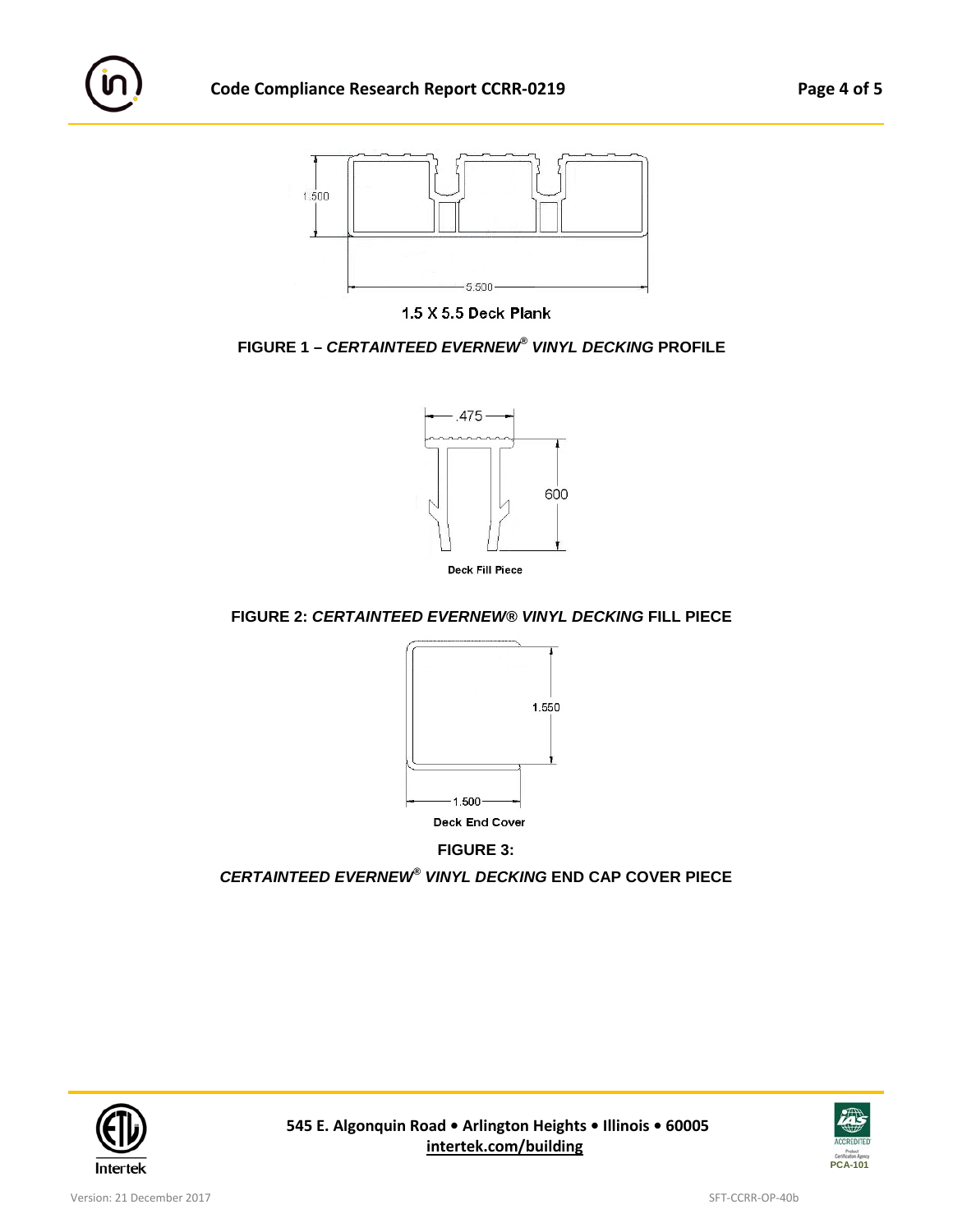1.500

5.500

1.5 X 5.5 Deck Plank

**FIGURE 1 – *CERTAINTEED EVERNEW® VINYL DECKING* PROFILE**

.475

600

Deck Fill Piece

**FIGURE 2: *CERTAINTEED EVERNEW® VINYL DECKING* FILL PIECE**

1.550

1.500

Deck End Cover

**FIGURE 3:**

***CERTAINTEED EVERNEW® VINYL DECKING* END CAP COVER PIECE**